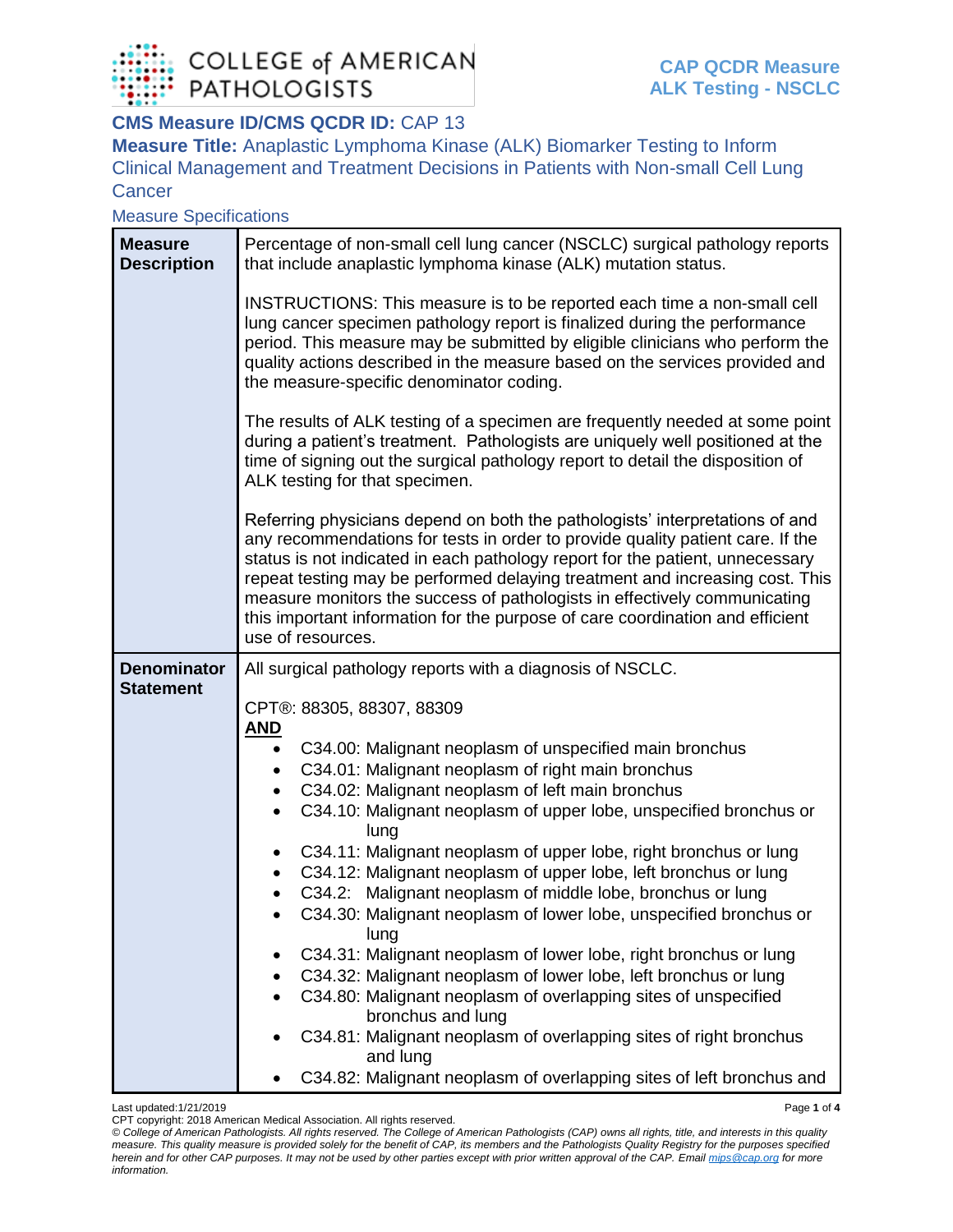COLLEGE of AMERICAN PATHOLOGISTS

**CAP QCDR Measure**
**ALK Testing - NSCLC**

**CMS Measure ID/CMS QCDR ID:** CAP 13

**Measure Title:** Anaplastic Lymphoma Kinase (ALK) Biomarker Testing to Inform Clinical Management and Treatment Decisions in Patients with Non-small Cell Lung Cancer

Measure Specifications

| | |
|---|---|
| **Measure Description** | Percentage of non-small cell lung cancer (NSCLC) surgical pathology reports that include anaplastic lymphoma kinase (ALK) mutation status.<br><br>INSTRUCTIONS: This measure is to be reported each time a non-small cell lung cancer specimen pathology report is finalized during the performance period. This measure may be submitted by eligible clinicians who perform the quality actions described in the measure based on the services provided and the measure-specific denominator coding.<br><br>The results of ALK testing of a specimen are frequently needed at some point during a patient's treatment. Pathologists are uniquely well positioned at the time of signing out the surgical pathology report to detail the disposition of ALK testing for that specimen.<br><br>Referring physicians depend on both the pathologists' interpretations of and any recommendations for tests in order to provide quality patient care. If the status is not indicated in each pathology report for the patient, unnecessary repeat testing may be performed delaying treatment and increasing cost. This measure monitors the success of pathologists in effectively communicating this important information for the purpose of care coordination and efficient use of resources. |
| **Denominator Statement** | All surgical pathology reports with a diagnosis of NSCLC.<br><br>CPT®: 88305, 88307, 88309<br>**AND**<br>• C34.00: Malignant neoplasm of unspecified main bronchus<br>• C34.01: Malignant neoplasm of right main bronchus<br>• C34.02: Malignant neoplasm of left main bronchus<br>• C34.10: Malignant neoplasm of upper lobe, unspecified bronchus or lung<br>• C34.11: Malignant neoplasm of upper lobe, right bronchus or lung<br>• C34.12: Malignant neoplasm of upper lobe, left bronchus or lung<br>• C34.2: Malignant neoplasm of middle lobe, bronchus or lung<br>• C34.30: Malignant neoplasm of lower lobe, unspecified bronchus or lung<br>• C34.31: Malignant neoplasm of lower lobe, right bronchus or lung<br>• C34.32: Malignant neoplasm of lower lobe, left bronchus or lung<br>• C34.80: Malignant neoplasm of overlapping sites of unspecified bronchus and lung<br>• C34.81: Malignant neoplasm of overlapping sites of right bronchus and lung<br>• C34.82: Malignant neoplasm of overlapping sites of left bronchus and |

Last updated:1/21/2019

CPT copyright: 2018 American Medical Association. All rights reserved.

*© College of American Pathologists. All rights reserved. The College of American Pathologists (CAP) owns all rights, title, and interests in this quality measure. This quality measure is provided solely for the benefit of CAP, its members and the Pathologists Quality Registry for the purposes specified herein and for other CAP purposes. It may not be used by other parties except with prior written approval of the CAP. Email mips@cap.org for more information.*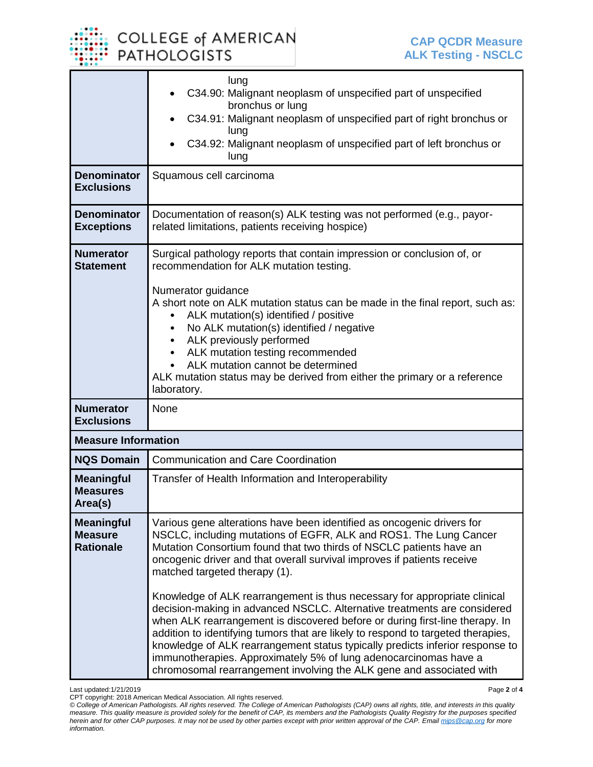| | |
|---|---|
| | lung<br>• C34.90: Malignant neoplasm of unspecified part of unspecified bronchus or lung<br>• C34.91: Malignant neoplasm of unspecified part of right bronchus or lung<br>• C34.92: Malignant neoplasm of unspecified part of left bronchus or lung |
| **Denominator Exclusions** | Squamous cell carcinoma |
| **Denominator Exceptions** | Documentation of reason(s) ALK testing was not performed (e.g., payor-related limitations, patients receiving hospice) |
| **Numerator Statement** | Surgical pathology reports that contain impression or conclusion of, or recommendation for ALK mutation testing.<br><br>Numerator guidance<br>A short note on ALK mutation status can be made in the final report, such as:<br>• ALK mutation(s) identified / positive<br>• No ALK mutation(s) identified / negative<br>• ALK previously performed<br>• ALK mutation testing recommended<br>• ALK mutation cannot be determined<br>ALK mutation status may be derived from either the primary or a reference laboratory. |
| **Numerator Exclusions** | None |
| **Measure Information** | |
| **NQS Domain** | Communication and Care Coordination |
| **Meaningful Measures Area(s)** | Transfer of Health Information and Interoperability |
| **Meaningful Measure Rationale** | Various gene alterations have been identified as oncogenic drivers for NSCLC, including mutations of EGFR, ALK and ROS1. The Lung Cancer Mutation Consortium found that two thirds of NSCLC patients have an oncogenic driver and that overall survival improves if patients receive matched targeted therapy (1).<br><br>Knowledge of ALK rearrangement is thus necessary for appropriate clinical decision-making in advanced NSCLC. Alternative treatments are considered when ALK rearrangement is discovered before or during first-line therapy. In addition to identifying tumors that are likely to respond to targeted therapies, knowledge of ALK rearrangement status typically predicts inferior response to immunotherapies. Approximately 5% of lung adenocarcinomas have a chromosomal rearrangement involving the ALK gene and associated with |

Last updated:1/21/2019

CPT copyright: 2018 American Medical Association. All rights reserved.

*© College of American Pathologists. All rights reserved. The College of American Pathologists (CAP) owns all rights, title, and interests in this quality measure. This quality measure is provided solely for the benefit of CAP, its members and the Pathologists Quality Registry for the purposes specified herein and for other CAP purposes. It may not be used by other parties except with prior written approval of the CAP. Email mips@cap.org for more information.*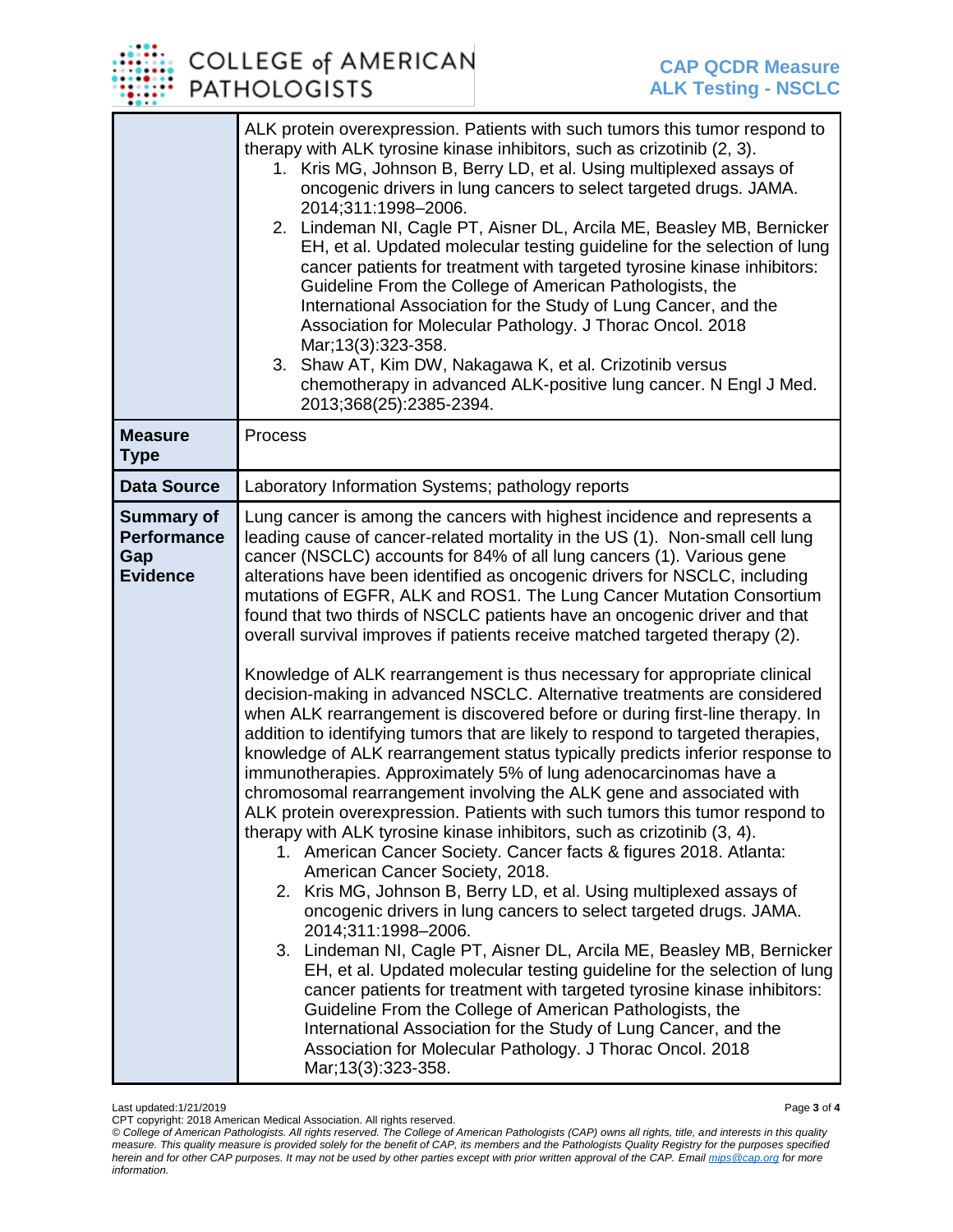| | |
|---|---|
| | ALK protein overexpression. Patients with such tumors this tumor respond to therapy with ALK tyrosine kinase inhibitors, such as crizotinib (2, 3).<br>1. Kris MG, Johnson B, Berry LD, et al. Using multiplexed assays of oncogenic drivers in lung cancers to select targeted drugs. JAMA. 2014;311:1998–2006.<br>2. Lindeman NI, Cagle PT, Aisner DL, Arcila ME, Beasley MB, Bernicker EH, et al. Updated molecular testing guideline for the selection of lung cancer patients for treatment with targeted tyrosine kinase inhibitors: Guideline From the College of American Pathologists, the International Association for the Study of Lung Cancer, and the Association for Molecular Pathology. J Thorac Oncol. 2018 Mar;13(3):323-358.<br>3. Shaw AT, Kim DW, Nakagawa K, et al. Crizotinib versus chemotherapy in advanced ALK-positive lung cancer. N Engl J Med. 2013;368(25):2385-2394. |
| **Measure Type** | Process |
| **Data Source** | Laboratory Information Systems; pathology reports |
| **Summary of Performance Gap Evidence** | Lung cancer is among the cancers with highest incidence and represents a leading cause of cancer-related mortality in the US (1). Non-small cell lung cancer (NSCLC) accounts for 84% of all lung cancers (1). Various gene alterations have been identified as oncogenic drivers for NSCLC, including mutations of EGFR, ALK and ROS1. The Lung Cancer Mutation Consortium found that two thirds of NSCLC patients have an oncogenic driver and that overall survival improves if patients receive matched targeted therapy (2).<br><br>Knowledge of ALK rearrangement is thus necessary for appropriate clinical decision-making in advanced NSCLC. Alternative treatments are considered when ALK rearrangement is discovered before or during first-line therapy. In addition to identifying tumors that are likely to respond to targeted therapies, knowledge of ALK rearrangement status typically predicts inferior response to immunotherapies. Approximately 5% of lung adenocarcinomas have a chromosomal rearrangement involving the ALK gene and associated with ALK protein overexpression. Patients with such tumors this tumor respond to therapy with ALK tyrosine kinase inhibitors, such as crizotinib (3, 4).<br>1. American Cancer Society. Cancer facts & figures 2018. Atlanta: American Cancer Society, 2018.<br>2. Kris MG, Johnson B, Berry LD, et al. Using multiplexed assays of oncogenic drivers in lung cancers to select targeted drugs. JAMA. 2014;311:1998–2006.<br>3. Lindeman NI, Cagle PT, Aisner DL, Arcila ME, Beasley MB, Bernicker EH, et al. Updated molecular testing guideline for the selection of lung cancer patients for treatment with targeted tyrosine kinase inhibitors: Guideline From the College of American Pathologists, the International Association for the Study of Lung Cancer, and the Association for Molecular Pathology. J Thorac Oncol. 2018 Mar;13(3):323-358. |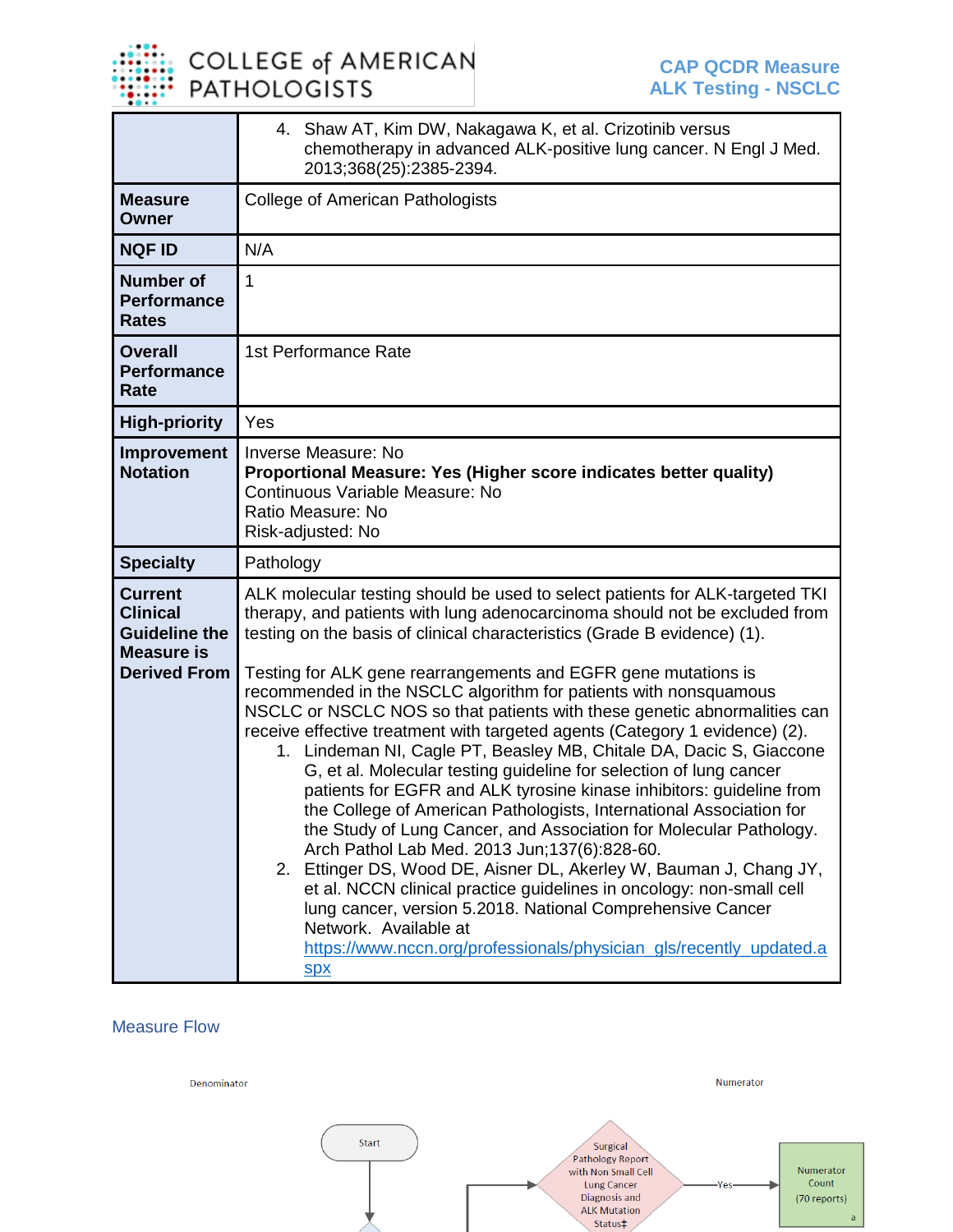| | |
|---|---|
| | 4. Shaw AT, Kim DW, Nakagawa K, et al. Crizotinib versus chemotherapy in advanced ALK-positive lung cancer. N Engl J Med. 2013;368(25):2385-2394. |
| **Measure Owner** | College of American Pathologists |
| **NQF ID** | N/A |
| **Number of Performance Rates** | 1 |
| **Overall Performance Rate** | 1st Performance Rate |
| **High-priority** | Yes |
| **Improvement Notation** | Inverse Measure: No<br>**Proportional Measure: Yes (Higher score indicates better quality)**<br>Continuous Variable Measure: No<br>Ratio Measure: No<br>Risk-adjusted: No |
| **Specialty** | Pathology |
| **Current Clinical Guideline the Measure is Derived From** | ALK molecular testing should be used to select patients for ALK-targeted TKI therapy, and patients with lung adenocarcinoma should not be excluded from testing on the basis of clinical characteristics (Grade B evidence) (1).<br><br>Testing for ALK gene rearrangements and EGFR gene mutations is recommended in the NSCLC algorithm for patients with nonsquamous NSCLC or NSCLC NOS so that patients with these genetic abnormalities can receive effective treatment with targeted agents (Category 1 evidence) (2).<br>1. Lindeman NI, Cagle PT, Beasley MB, Chitale DA, Dacic S, Giaccone G, et al. Molecular testing guideline for selection of lung cancer patients for EGFR and ALK tyrosine kinase inhibitors: guideline from the College of American Pathologists, International Association for the Study of Lung Cancer, and Association for Molecular Pathology. Arch Pathol Lab Med. 2013 Jun;137(6):828-60.<br>2. Ettinger DS, Wood DE, Aisner DL, Akerley W, Bauman J, Chang JY, et al. NCCN clinical practice guidelines in oncology: non-small cell lung cancer, version 5.2018. National Comprehensive Cancer Network. Available at https://www.nccn.org/professionals/physician_gls/recently_updated.aspx |

## Measure Flow

Denominator

Numerator

Start

Surgical Pathology Report with Non Small Cell Lung Cancer Diagnosis and ALK Mutation Status‡

Yes

Numerator Count (70 reports)

a